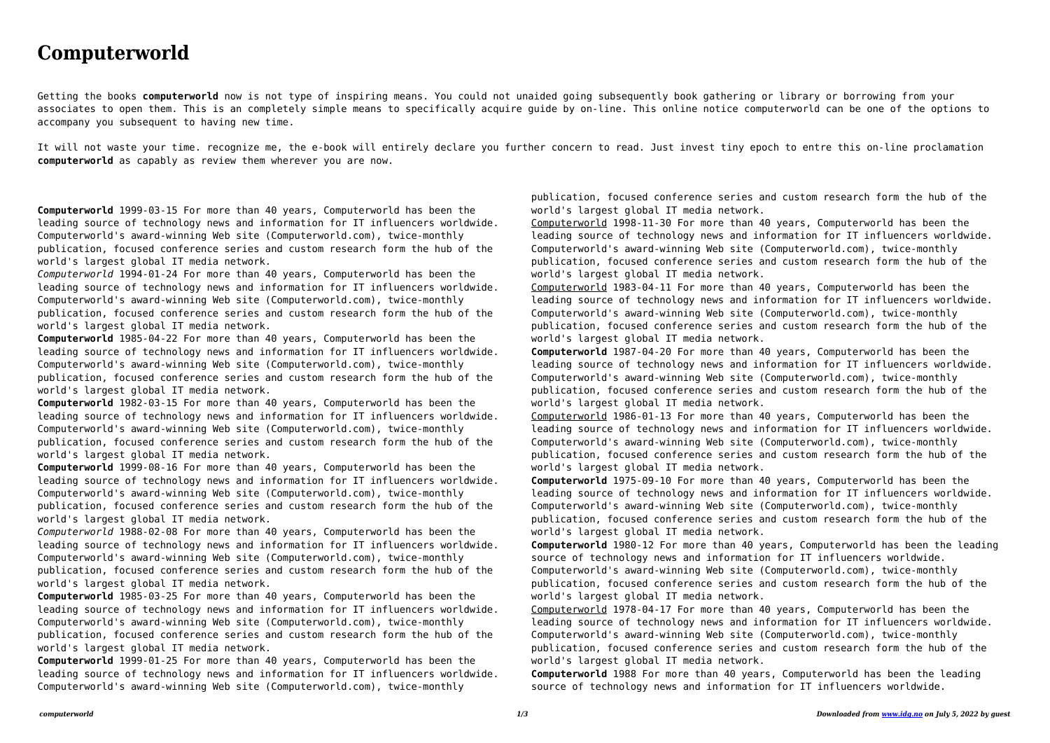# Computerworld

Getting the books **computerworld** now is not type of inspiring means. You could not unaided going subsequently book gathering or library or borrowing from your associates to open them. This is an completely simple means to specifically acquire guide by on-line. This online notice computerworld can be one of the options to accompany you subsequent to having new time.

It will not waste your time. recognize me, the e-book will entirely declare you further concern to read. Just invest tiny epoch to entre this on-line proclamation **computerworld** as capably as review them wherever you are now.

**Computerworld** 1999-03-15 For more than 40 years, Computerworld has been the leading source of technology news and information for IT influencers worldwide. Computerworld's award-winning Web site (Computerworld.com), twice-monthly publication, focused conference series and custom research form the hub of the world's largest global IT media network.

*Computerworld* 1994-01-24 For more than 40 years, Computerworld has been the leading source of technology news and information for IT influencers worldwide. Computerworld's award-winning Web site (Computerworld.com), twice-monthly publication, focused conference series and custom research form the hub of the world's largest global IT media network.

**Computerworld** 1985-04-22 For more than 40 years, Computerworld has been the leading source of technology news and information for IT influencers worldwide. Computerworld's award-winning Web site (Computerworld.com), twice-monthly publication, focused conference series and custom research form the hub of the world's largest global IT media network.

**Computerworld** 1982-03-15 For more than 40 years, Computerworld has been the leading source of technology news and information for IT influencers worldwide. Computerworld's award-winning Web site (Computerworld.com), twice-monthly publication, focused conference series and custom research form the hub of the world's largest global IT media network.

**Computerworld** 1999-08-16 For more than 40 years, Computerworld has been the leading source of technology news and information for IT influencers worldwide. Computerworld's award-winning Web site (Computerworld.com), twice-monthly publication, focused conference series and custom research form the hub of the world's largest global IT media network.

*Computerworld* 1988-02-08 For more than 40 years, Computerworld has been the leading source of technology news and information for IT influencers worldwide. Computerworld's award-winning Web site (Computerworld.com), twice-monthly publication, focused conference series and custom research form the hub of the world's largest global IT media network.

**Computerworld** 1985-03-25 For more than 40 years, Computerworld has been the leading source of technology news and information for IT influencers worldwide. Computerworld's award-winning Web site (Computerworld.com), twice-monthly publication, focused conference series and custom research form the hub of the world's largest global IT media network.

**Computerworld** 1999-01-25 For more than 40 years, Computerworld has been the leading source of technology news and information for IT influencers worldwide. Computerworld's award-winning Web site (Computerworld.com), twice-monthly publication, focused conference series and custom research form the hub of the world's largest global IT media network.

Computerworld 1998-11-30 For more than 40 years, Computerworld has been the leading source of technology news and information for IT influencers worldwide. Computerworld's award-winning Web site (Computerworld.com), twice-monthly publication, focused conference series and custom research form the hub of the world's largest global IT media network.

Computerworld 1983-04-11 For more than 40 years, Computerworld has been the leading source of technology news and information for IT influencers worldwide. Computerworld's award-winning Web site (Computerworld.com), twice-monthly publication, focused conference series and custom research form the hub of the world's largest global IT media network.

**Computerworld** 1987-04-20 For more than 40 years, Computerworld has been the leading source of technology news and information for IT influencers worldwide. Computerworld's award-winning Web site (Computerworld.com), twice-monthly publication, focused conference series and custom research form the hub of the world's largest global IT media network.

Computerworld 1986-01-13 For more than 40 years, Computerworld has been the leading source of technology news and information for IT influencers worldwide. Computerworld's award-winning Web site (Computerworld.com), twice-monthly publication, focused conference series and custom research form the hub of the world's largest global IT media network.

**Computerworld** 1975-09-10 For more than 40 years, Computerworld has been the leading source of technology news and information for IT influencers worldwide. Computerworld's award-winning Web site (Computerworld.com), twice-monthly publication, focused conference series and custom research form the hub of the world's largest global IT media network.

**Computerworld** 1980-12 For more than 40 years, Computerworld has been the leading source of technology news and information for IT influencers worldwide. Computerworld's award-winning Web site (Computerworld.com), twice-monthly publication, focused conference series and custom research form the hub of the world's largest global IT media network.

Computerworld 1978-04-17 For more than 40 years, Computerworld has been the leading source of technology news and information for IT influencers worldwide. Computerworld's award-winning Web site (Computerworld.com), twice-monthly publication, focused conference series and custom research form the hub of the world's largest global IT media network.

**Computerworld** 1988 For more than 40 years, Computerworld has been the leading source of technology news and information for IT influencers worldwide.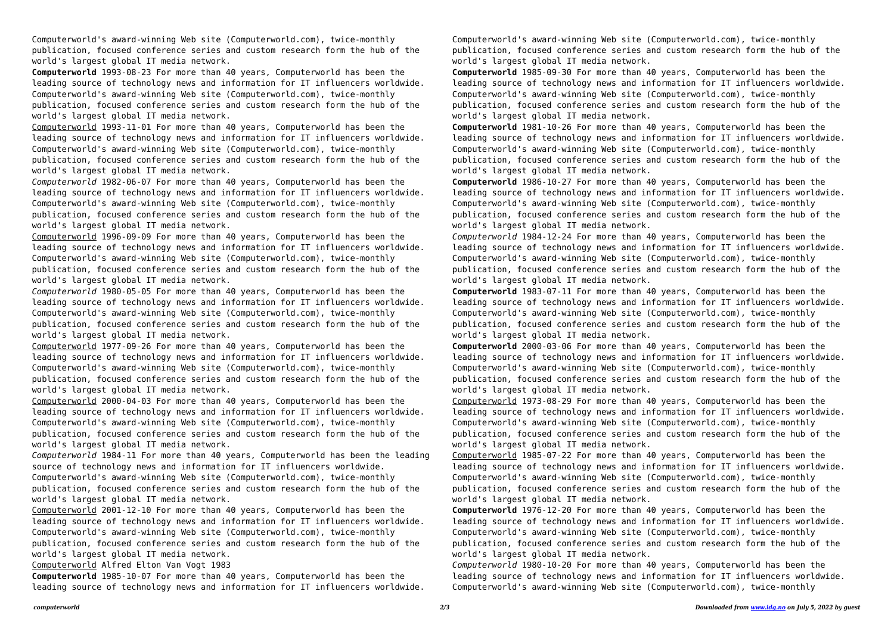Computerworld's award-winning Web site (Computerworld.com), twice-monthly publication, focused conference series and custom research form the hub of the world's largest global IT media network.

**Computerworld** 1993-08-23 For more than 40 years, Computerworld has been the leading source of technology news and information for IT influencers worldwide. Computerworld's award-winning Web site (Computerworld.com), twice-monthly publication, focused conference series and custom research form the hub of the world's largest global IT media network.

Computerworld 1993-11-01 For more than 40 years, Computerworld has been the leading source of technology news and information for IT influencers worldwide. Computerworld's award-winning Web site (Computerworld.com), twice-monthly publication, focused conference series and custom research form the hub of the world's largest global IT media network.

*Computerworld* 1982-06-07 For more than 40 years, Computerworld has been the leading source of technology news and information for IT influencers worldwide. Computerworld's award-winning Web site (Computerworld.com), twice-monthly publication, focused conference series and custom research form the hub of the world's largest global IT media network.

Computerworld 1996-09-09 For more than 40 years, Computerworld has been the leading source of technology news and information for IT influencers worldwide. Computerworld's award-winning Web site (Computerworld.com), twice-monthly publication, focused conference series and custom research form the hub of the world's largest global IT media network.

*Computerworld* 1980-05-05 For more than 40 years, Computerworld has been the leading source of technology news and information for IT influencers worldwide. Computerworld's award-winning Web site (Computerworld.com), twice-monthly publication, focused conference series and custom research form the hub of the world's largest global IT media network.

Computerworld 1977-09-26 For more than 40 years, Computerworld has been the leading source of technology news and information for IT influencers worldwide. Computerworld's award-winning Web site (Computerworld.com), twice-monthly publication, focused conference series and custom research form the hub of the world's largest global IT media network.

Computerworld 2000-04-03 For more than 40 years, Computerworld has been the leading source of technology news and information for IT influencers worldwide. Computerworld's award-winning Web site (Computerworld.com), twice-monthly publication, focused conference series and custom research form the hub of the world's largest global IT media network.

*Computerworld* 1984-11 For more than 40 years, Computerworld has been the leading source of technology news and information for IT influencers worldwide. Computerworld's award-winning Web site (Computerworld.com), twice-monthly publication, focused conference series and custom research form the hub of the world's largest global IT media network.

Computerworld 2001-12-10 For more than 40 years, Computerworld has been the leading source of technology news and information for IT influencers worldwide. Computerworld's award-winning Web site (Computerworld.com), twice-monthly publication, focused conference series and custom research form the hub of the world's largest global IT media network.

Computerworld Alfred Elton Van Vogt 1983

**Computerworld** 1985-10-07 For more than 40 years, Computerworld has been the leading source of technology news and information for IT influencers worldwide. Computerworld's award-winning Web site (Computerworld.com), twice-monthly publication, focused conference series and custom research form the hub of the world's largest global IT media network.

**Computerworld** 1985-09-30 For more than 40 years, Computerworld has been the leading source of technology news and information for IT influencers worldwide. Computerworld's award-winning Web site (Computerworld.com), twice-monthly publication, focused conference series and custom research form the hub of the world's largest global IT media network.

**Computerworld** 1981-10-26 For more than 40 years, Computerworld has been the leading source of technology news and information for IT influencers worldwide. Computerworld's award-winning Web site (Computerworld.com), twice-monthly publication, focused conference series and custom research form the hub of the world's largest global IT media network.

**Computerworld** 1986-10-27 For more than 40 years, Computerworld has been the leading source of technology news and information for IT influencers worldwide. Computerworld's award-winning Web site (Computerworld.com), twice-monthly publication, focused conference series and custom research form the hub of the world's largest global IT media network.

*Computerworld* 1984-12-24 For more than 40 years, Computerworld has been the leading source of technology news and information for IT influencers worldwide. Computerworld's award-winning Web site (Computerworld.com), twice-monthly publication, focused conference series and custom research form the hub of the world's largest global IT media network.

**Computerworld** 1983-07-11 For more than 40 years, Computerworld has been the leading source of technology news and information for IT influencers worldwide. Computerworld's award-winning Web site (Computerworld.com), twice-monthly publication, focused conference series and custom research form the hub of the world's largest global IT media network.

**Computerworld** 2000-03-06 For more than 40 years, Computerworld has been the leading source of technology news and information for IT influencers worldwide. Computerworld's award-winning Web site (Computerworld.com), twice-monthly publication, focused conference series and custom research form the hub of the world's largest global IT media network.

Computerworld 1973-08-29 For more than 40 years, Computerworld has been the leading source of technology news and information for IT influencers worldwide. Computerworld's award-winning Web site (Computerworld.com), twice-monthly publication, focused conference series and custom research form the hub of the world's largest global IT media network.

Computerworld 1985-07-22 For more than 40 years, Computerworld has been the leading source of technology news and information for IT influencers worldwide. Computerworld's award-winning Web site (Computerworld.com), twice-monthly publication, focused conference series and custom research form the hub of the world's largest global IT media network.

**Computerworld** 1976-12-20 For more than 40 years, Computerworld has been the leading source of technology news and information for IT influencers worldwide. Computerworld's award-winning Web site (Computerworld.com), twice-monthly publication, focused conference series and custom research form the hub of the world's largest global IT media network.

*Computerworld* 1980-10-20 For more than 40 years, Computerworld has been the leading source of technology news and information for IT influencers worldwide. Computerworld's award-winning Web site (Computerworld.com), twice-monthly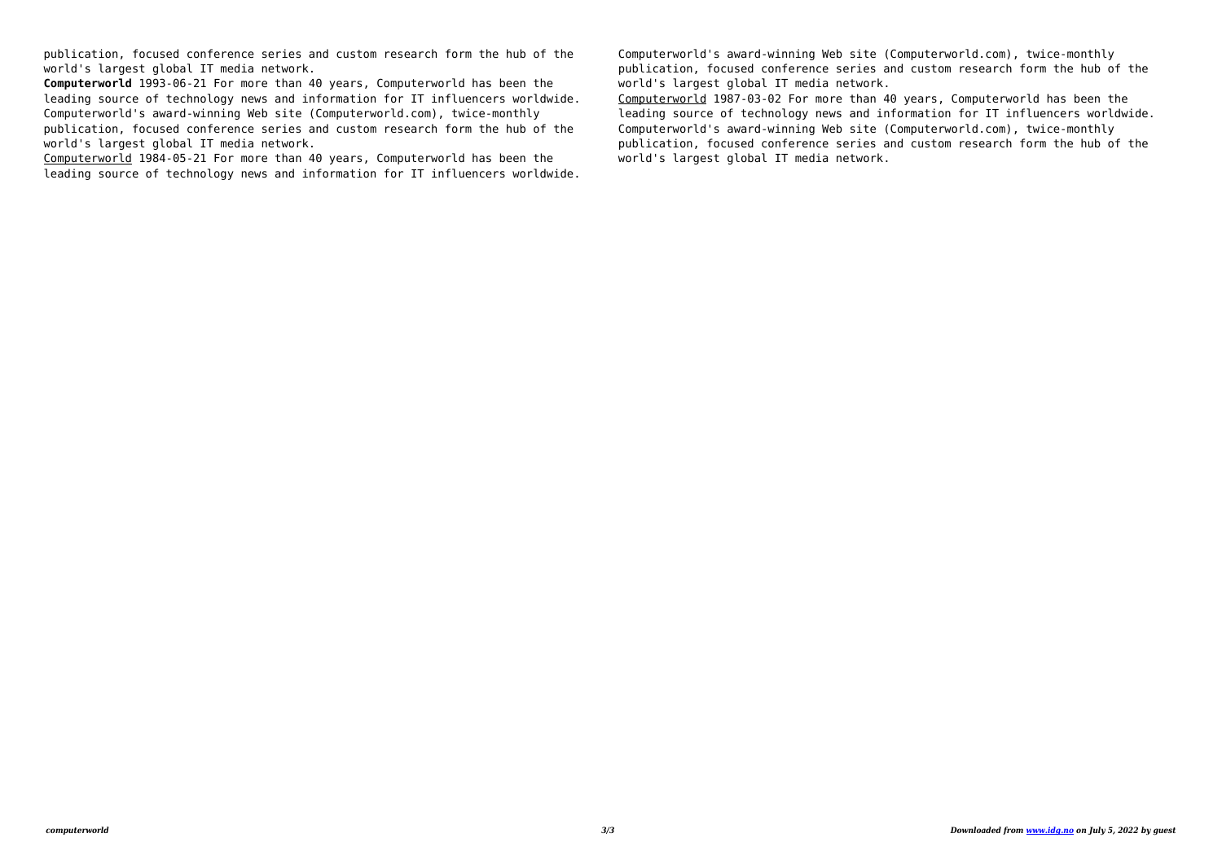publication, focused conference series and custom research form the hub of the world's largest global IT media network.

**Computerworld** 1993-06-21 For more than 40 years, Computerworld has been the leading source of technology news and information for IT influencers worldwide. Computerworld's award-winning Web site (Computerworld.com), twice-monthly publication, focused conference series and custom research form the hub of the world's largest global IT media network.

Computerworld 1984-05-21 For more than 40 years, Computerworld has been the leading source of technology news and information for IT influencers worldwide. Computerworld's award-winning Web site (Computerworld.com), twice-monthly publication, focused conference series and custom research form the hub of the world's largest global IT media network.

Computerworld 1987-03-02 For more than 40 years, Computerworld has been the leading source of technology news and information for IT influencers worldwide. Computerworld's award-winning Web site (Computerworld.com), twice-monthly publication, focused conference series and custom research form the hub of the world's largest global IT media network.